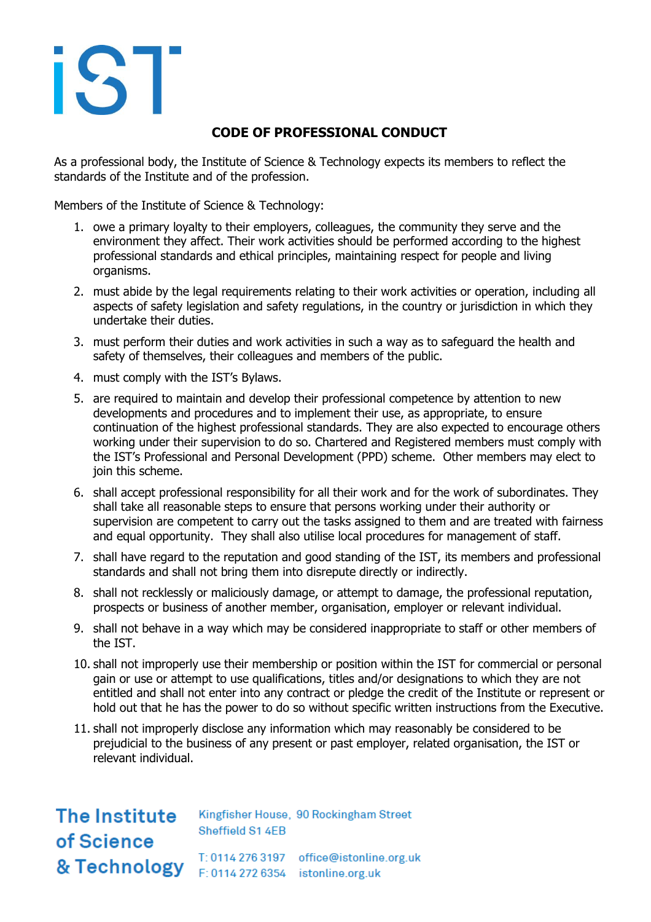# CODE OF PROFESSIONAL CONDUCT

As a professional body, the Institute of Science & Technology expects its members to reflect the standards of the Institute and of the profession.

Members of the Institute of Science & Technology:

1. owe a primary loyalty to their employers, colleagues, the community they serve and the environment they affect. Their work activities should be performed according to the highest professional standards and ethical principles, maintaining respect for people and living organisms.
2. must abide by the legal requirements relating to their work activities or operation, including all aspects of safety legislation and safety regulations, in the country or jurisdiction in which they undertake their duties.
3. must perform their duties and work activities in such a way as to safeguard the health and safety of themselves, their colleagues and members of the public.
4. must comply with the IST's Bylaws.
5. are required to maintain and develop their professional competence by attention to new developments and procedures and to implement their use, as appropriate, to ensure continuation of the highest professional standards. They are also expected to encourage others working under their supervision to do so. Chartered and Registered members must comply with the IST's Professional and Personal Development (PPD) scheme. Other members may elect to join this scheme.
6. shall accept professional responsibility for all their work and for the work of subordinates. They shall take all reasonable steps to ensure that persons working under their authority or supervision are competent to carry out the tasks assigned to them and are treated with fairness and equal opportunity. They shall also utilise local procedures for management of staff.
7. shall have regard to the reputation and good standing of the IST, its members and professional standards and shall not bring them into disrepute directly or indirectly.
8. shall not recklessly or maliciously damage, or attempt to damage, the professional reputation, prospects or business of another member, organisation, employer or relevant individual.
9. shall not behave in a way which may be considered inappropriate to staff or other members of the IST.
10. shall not improperly use their membership or position within the IST for commercial or personal gain or use or attempt to use qualifications, titles and/or designations to which they are not entitled and shall not enter into any contract or pledge the credit of the Institute or represent or hold out that he has the power to do so without specific written instructions from the Executive.
11. shall not improperly disclose any information which may reasonably be considered to be prejudicial to the business of any present or past employer, related organisation, the IST or relevant individual.

**The Institute of Science & Technology**

Kingfisher House, 90 Rockingham Street
Sheffield S1 4EB

T: 0114 276 3197 office@istonline.org.uk
F: 0114 272 6354 istonline.org.uk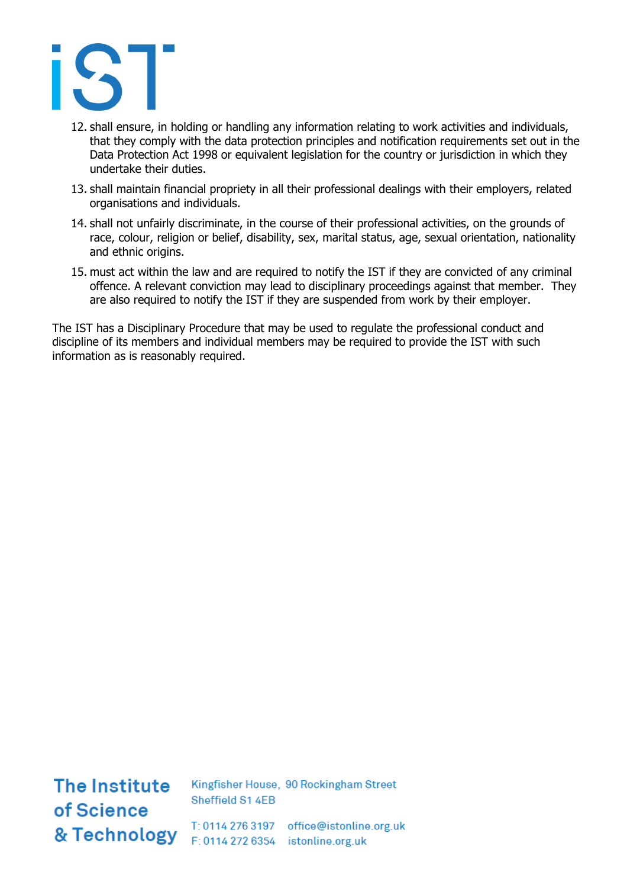12. shall ensure, in holding or handling any information relating to work activities and individuals, that they comply with the data protection principles and notification requirements set out in the Data Protection Act 1998 or equivalent legislation for the country or jurisdiction in which they undertake their duties.
13. shall maintain financial propriety in all their professional dealings with their employers, related organisations and individuals.
14. shall not unfairly discriminate, in the course of their professional activities, on the grounds of race, colour, religion or belief, disability, sex, marital status, age, sexual orientation, nationality and ethnic origins.
15. must act within the law and are required to notify the IST if they are convicted of any criminal offence. A relevant conviction may lead to disciplinary proceedings against that member. They are also required to notify the IST if they are suspended from work by their employer.

The IST has a Disciplinary Procedure that may be used to regulate the professional conduct and discipline of its members and individual members may be required to provide the IST with such information as is reasonably required.